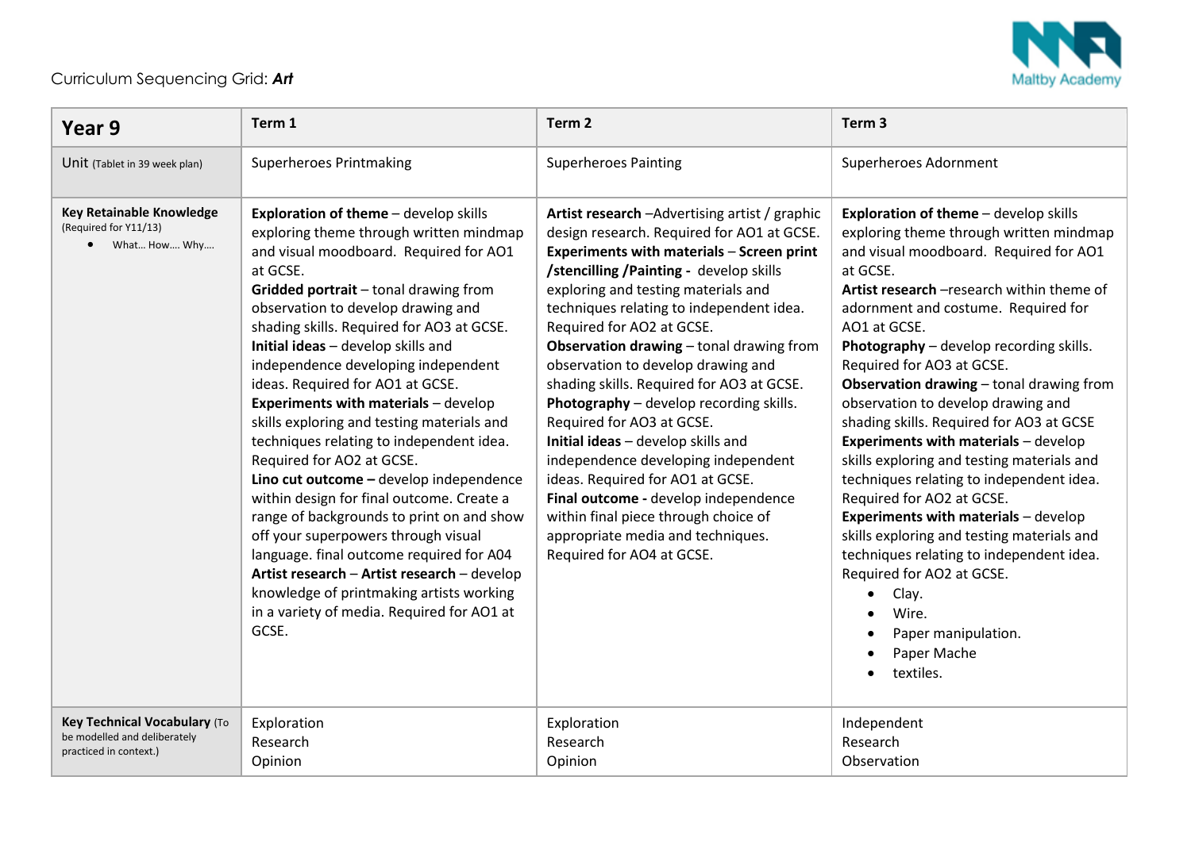Curriculum Sequencing Grid: ***Art***

| **Year 9** | **Term 1** | **Term 2** | **Term 3** |
|---|---|---|---|
| Unit (Tablet in 39 week plan) | Superheroes Printmaking | Superheroes Painting | Superheroes Adornment |
| **Key Retainable Knowledge** (Required for Y11/13)<br>• What… How…. Why…. | **Exploration of theme** – develop skills exploring theme through written mindmap and visual moodboard. Required for AO1 at GCSE.<br>**Gridded portrait** – tonal drawing from observation to develop drawing and shading skills. Required for AO3 at GCSE.<br>**Initial ideas** – develop skills and independence developing independent ideas. Required for AO1 at GCSE.<br>**Experiments with materials** – develop skills exploring and testing materials and techniques relating to independent idea. Required for AO2 at GCSE.<br>**Lino cut outcome –** develop independence within design for final outcome. Create a range of backgrounds to print on and show off your superpowers through visual language. final outcome required for A04<br>**Artist research** – **Artist research** – develop knowledge of printmaking artists working in a variety of media. Required for AO1 at GCSE. | **Artist research** –Advertising artist / graphic design research. Required for AO1 at GCSE.<br>**Experiments with materials** – **Screen print /stencilling /Painting -** develop skills exploring and testing materials and techniques relating to independent idea. Required for AO2 at GCSE.<br>**Observation drawing** – tonal drawing from observation to develop drawing and shading skills. Required for AO3 at GCSE.<br>**Photography** – develop recording skills. Required for AO3 at GCSE.<br>**Initial ideas** – develop skills and independence developing independent ideas. Required for AO1 at GCSE.<br>**Final outcome -** develop independence within final piece through choice of appropriate media and techniques. Required for AO4 at GCSE. | **Exploration of theme** – develop skills exploring theme through written mindmap and visual moodboard. Required for AO1 at GCSE.<br>**Artist research** –research within theme of adornment and costume. Required for AO1 at GCSE.<br>**Photography** – develop recording skills. Required for AO3 at GCSE.<br>**Observation drawing** – tonal drawing from observation to develop drawing and shading skills. Required for AO3 at GCSE<br>**Experiments with materials** – develop skills exploring and testing materials and techniques relating to independent idea. Required for AO2 at GCSE.<br>**Experiments with materials** – develop skills exploring and testing materials and techniques relating to independent idea. Required for AO2 at GCSE.<br>• Clay.<br>• Wire.<br>• Paper manipulation.<br>• Paper Mache<br>• textiles. |
| **Key Technical Vocabulary** (To be modelled and deliberately practiced in context.) | Exploration<br>Research<br>Opinion | Exploration<br>Research<br>Opinion | Independent<br>Research<br>Observation |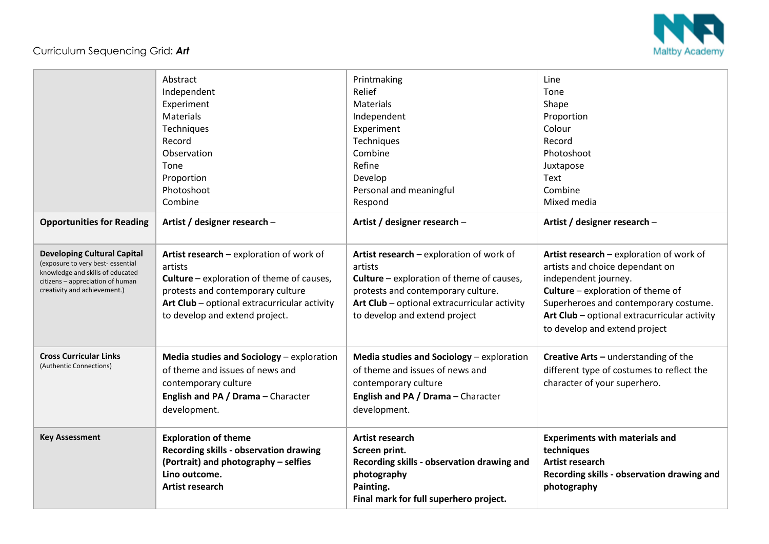Curriculum Sequencing Grid: ***Art***

| | | | |
|---|---|---|---|
| | Abstract<br>Independent<br>Experiment<br>Materials<br>Techniques<br>Record<br>Observation<br>Tone<br>Proportion<br>Photoshoot<br>Combine | Printmaking<br>Relief<br>Materials<br>Independent<br>Experiment<br>Techniques<br>Combine<br>Refine<br>Develop<br>Personal and meaningful<br>Respond | Line<br>Tone<br>Shape<br>Proportion<br>Colour<br>Record<br>Photoshoot<br>Juxtapose<br>Text<br>Combine<br>Mixed media |
| **Opportunities for Reading** | **Artist / designer research** – | **Artist / designer research** – | **Artist / designer research** – |
| **Developing Cultural Capital** (exposure to very best- essential knowledge and skills of educated citizens – appreciation of human creativity and achievement.) | **Artist research** – exploration of work of artists<br>**Culture** – exploration of theme of causes, protests and contemporary culture<br>**Art Club** – optional extracurricular activity to develop and extend project. | **Artist research** – exploration of work of artists<br>**Culture** – exploration of theme of causes, protests and contemporary culture.<br>**Art Club** – optional extracurricular activity to develop and extend project | **Artist research** – exploration of work of artists and choice dependant on independent journey.<br>**Culture** – exploration of theme of Superheroes and contemporary costume.<br>**Art Club** – optional extracurricular activity to develop and extend project |
| **Cross Curricular Links** (Authentic Connections) | **Media studies and Sociology** – exploration of theme and issues of news and contemporary culture<br>**English and PA / Drama** – Character development. | **Media studies and Sociology** – exploration of theme and issues of news and contemporary culture<br>**English and PA / Drama** – Character development. | **Creative Arts –** understanding of the different type of costumes to reflect the character of your superhero. |
| **Key Assessment** | **Exploration of theme**<br>**Recording skills - observation drawing (Portrait) and photography – selfies**<br>**Lino outcome.**<br>**Artist research** | **Artist research**<br>**Screen print.**<br>**Recording skills - observation drawing and photography**<br>**Painting.**<br>**Final mark for full superhero project.** | **Experiments with materials and techniques**<br>**Artist research**<br>**Recording skills - observation drawing and photography** |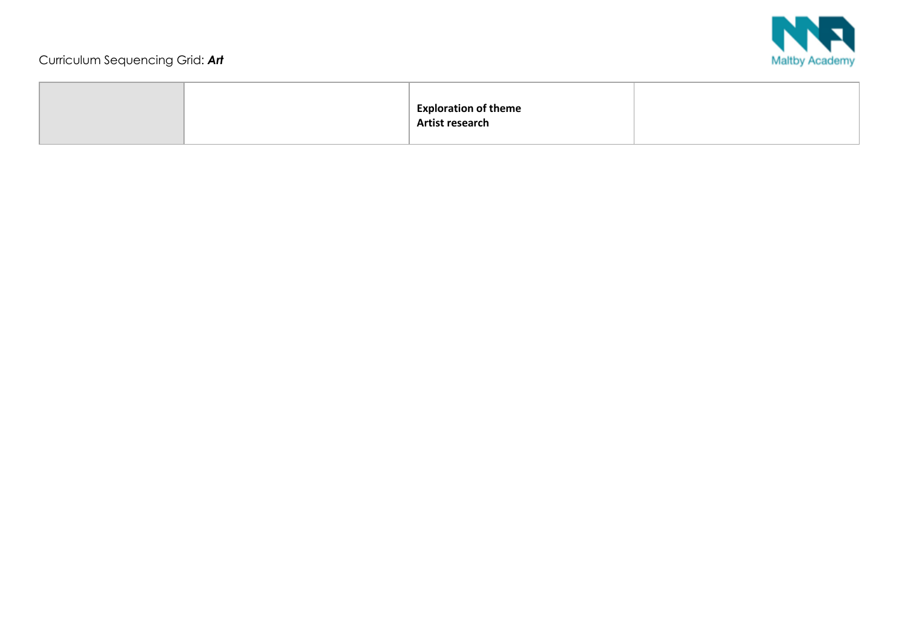Curriculum Sequencing Grid: ***Art***

| | | | |
|---|---|---|---|
| | | **Exploration of theme**<br>**Artist research** | |